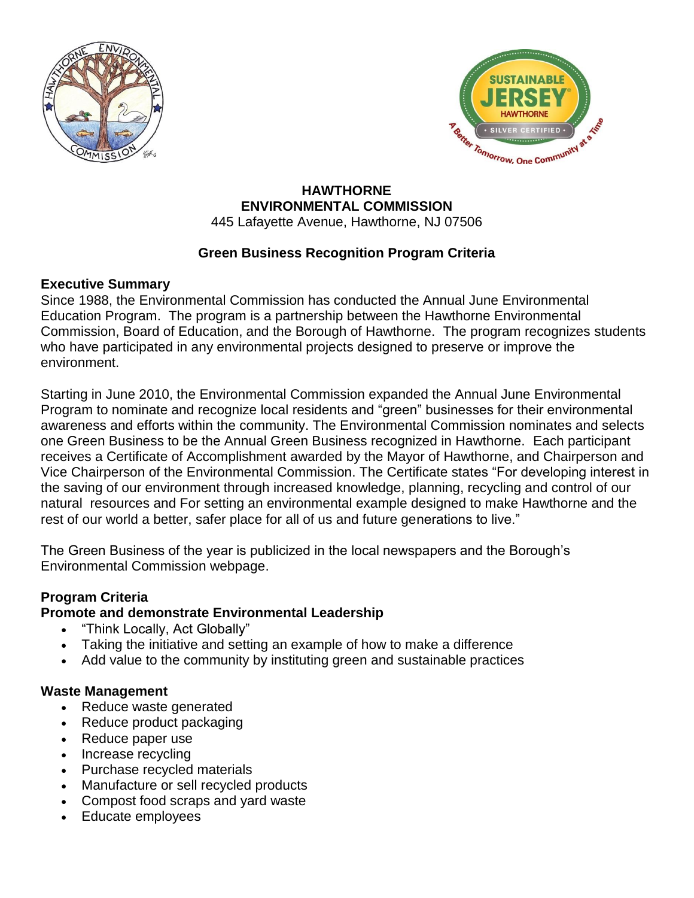# HAWTHORNE ENVIRONMENTAL COMMISSION

445 Lafayette Avenue, Hawthorne, NJ 07506

## Green Business Recognition Program Criteria

### Executive Summary

Since 1988, the Environmental Commission has conducted the Annual June Environmental Education Program. The program is a partnership between the Hawthorne Environmental Commission, Board of Education, and the Borough of Hawthorne. The program recognizes students who have participated in any environmental projects designed to preserve or improve the environment.

Starting in June 2010, the Environmental Commission expanded the Annual June Environmental Program to nominate and recognize local residents and "green" businesses for their environmental awareness and efforts within the community. The Environmental Commission nominates and selects one Green Business to be the Annual Green Business recognized in Hawthorne. Each participant receives a Certificate of Accomplishment awarded by the Mayor of Hawthorne, and Chairperson and Vice Chairperson of the Environmental Commission. The Certificate states "For developing interest in the saving of our environment through increased knowledge, planning, recycling and control of our natural resources and For setting an environmental example designed to make Hawthorne and the rest of our world a better, safer place for all of us and future generations to live."

The Green Business of the year is publicized in the local newspapers and the Borough's Environmental Commission webpage.

### Program Criteria

#### Promote and demonstrate Environmental Leadership

- "Think Locally, Act Globally"
- Taking the initiative and setting an example of how to make a difference
- Add value to the community by instituting green and sustainable practices

#### Waste Management

- Reduce waste generated
- Reduce product packaging
- Reduce paper use
- Increase recycling
- Purchase recycled materials
- Manufacture or sell recycled products
- Compost food scraps and yard waste
- Educate employees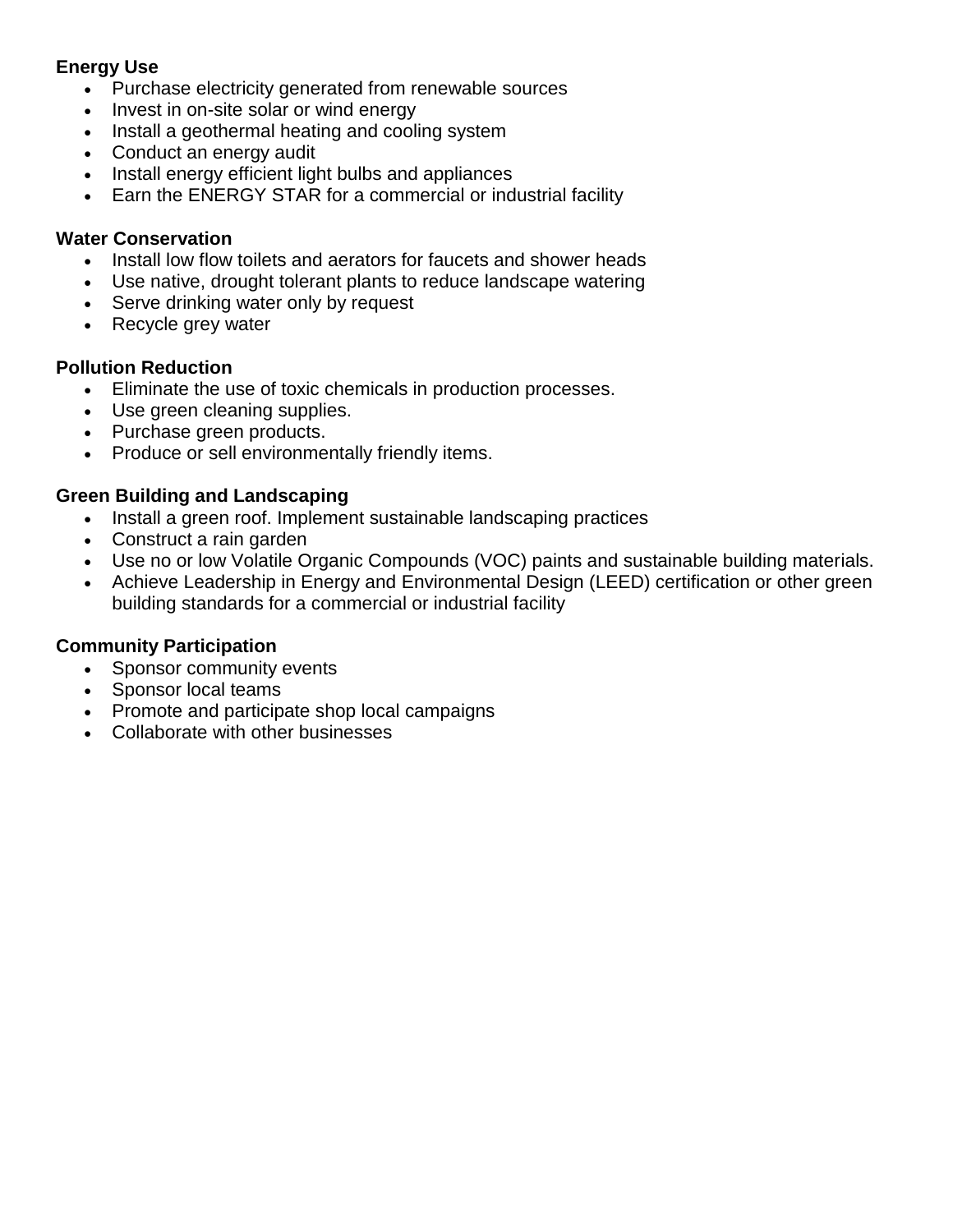**Energy Use**

- Purchase electricity generated from renewable sources
- Invest in on-site solar or wind energy
- Install a geothermal heating and cooling system
- Conduct an energy audit
- Install energy efficient light bulbs and appliances
- Earn the ENERGY STAR for a commercial or industrial facility

**Water Conservation**

- Install low flow toilets and aerators for faucets and shower heads
- Use native, drought tolerant plants to reduce landscape watering
- Serve drinking water only by request
- Recycle grey water

**Pollution Reduction**

- Eliminate the use of toxic chemicals in production processes.
- Use green cleaning supplies.
- Purchase green products.
- Produce or sell environmentally friendly items.

**Green Building and Landscaping**

- Install a green roof. Implement sustainable landscaping practices
- Construct a rain garden
- Use no or low Volatile Organic Compounds (VOC) paints and sustainable building materials.
- Achieve Leadership in Energy and Environmental Design (LEED) certification or other green building standards for a commercial or industrial facility

**Community Participation**

- Sponsor community events
- Sponsor local teams
- Promote and participate shop local campaigns
- Collaborate with other businesses